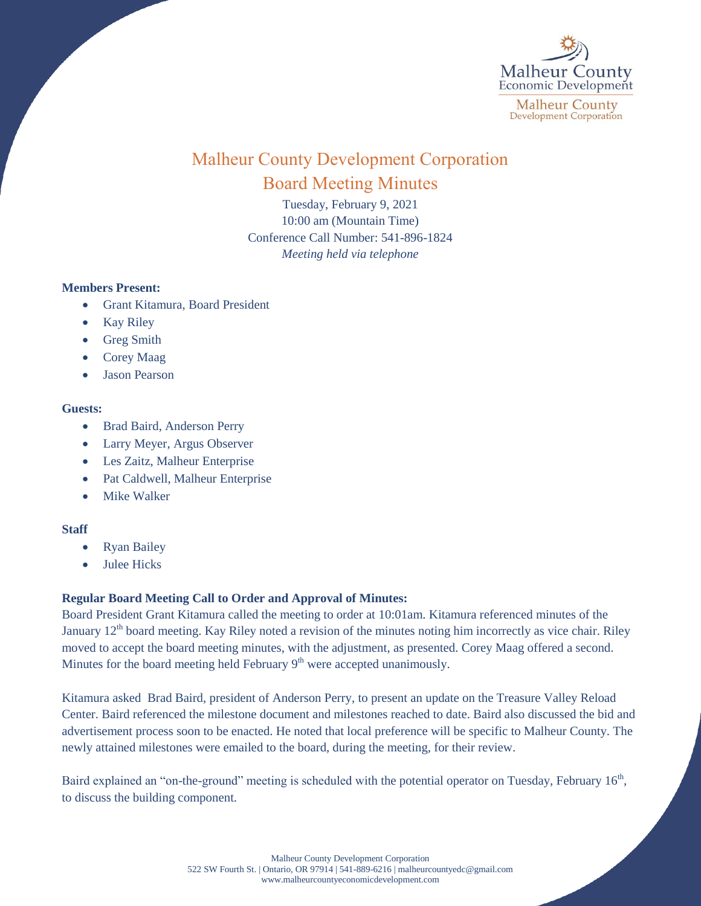# Malheur County Development Corporation

## Board Meeting Minutes

Tuesday, February 9, 2021
10:00 am (Mountain Time)
Conference Call Number: 541-896-1824
*Meeting held via telephone*

**Members Present:**

- Grant Kitamura, Board President
- Kay Riley
- Greg Smith
- Corey Maag
- Jason Pearson

**Guests:**

- Brad Baird, Anderson Perry
- Larry Meyer, Argus Observer
- Les Zaitz, Malheur Enterprise
- Pat Caldwell, Malheur Enterprise
- Mike Walker

**Staff**

- Ryan Bailey
- Julee Hicks

**Regular Board Meeting Call to Order and Approval of Minutes:**

Board President Grant Kitamura called the meeting to order at 10:01am. Kitamura referenced minutes of the January 12th board meeting. Kay Riley noted a revision of the minutes noting him incorrectly as vice chair. Riley moved to accept the board meeting minutes, with the adjustment, as presented. Corey Maag offered a second. Minutes for the board meeting held February 9th were accepted unanimously.

Kitamura asked Brad Baird, president of Anderson Perry, to present an update on the Treasure Valley Reload Center. Baird referenced the milestone document and milestones reached to date. Baird also discussed the bid and advertisement process soon to be enacted. He noted that local preference will be specific to Malheur County. The newly attained milestones were emailed to the board, during the meeting, for their review.

Baird explained an "on-the-ground" meeting is scheduled with the potential operator on Tuesday, February 16th, to discuss the building component.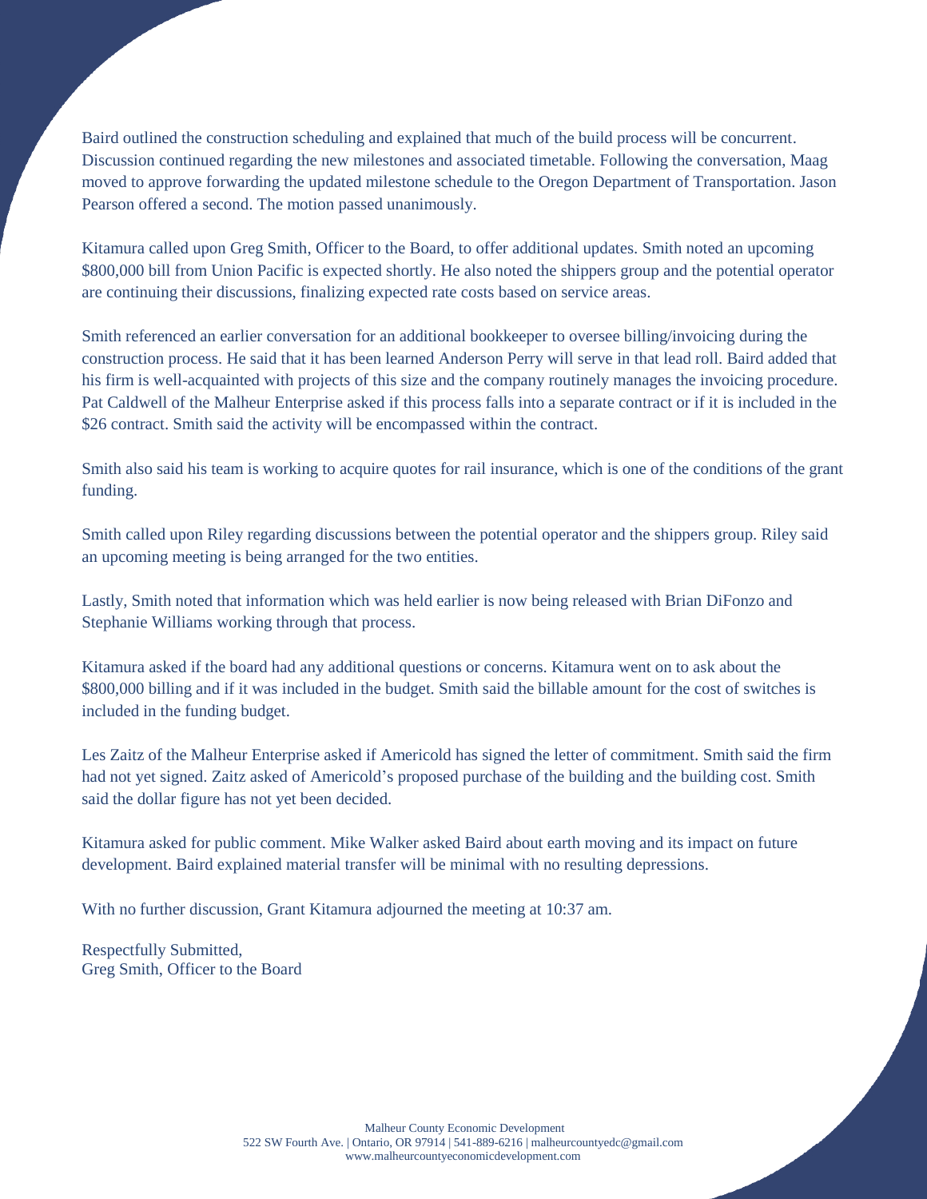Baird outlined the construction scheduling and explained that much of the build process will be concurrent. Discussion continued regarding the new milestones and associated timetable. Following the conversation, Maag moved to approve forwarding the updated milestone schedule to the Oregon Department of Transportation. Jason Pearson offered a second. The motion passed unanimously.

Kitamura called upon Greg Smith, Officer to the Board, to offer additional updates. Smith noted an upcoming \$800,000 bill from Union Pacific is expected shortly. He also noted the shippers group and the potential operator are continuing their discussions, finalizing expected rate costs based on service areas.

Smith referenced an earlier conversation for an additional bookkeeper to oversee billing/invoicing during the construction process. He said that it has been learned Anderson Perry will serve in that lead roll. Baird added that his firm is well-acquainted with projects of this size and the company routinely manages the invoicing procedure. Pat Caldwell of the Malheur Enterprise asked if this process falls into a separate contract or if it is included in the \$26 contract. Smith said the activity will be encompassed within the contract.

Smith also said his team is working to acquire quotes for rail insurance, which is one of the conditions of the grant funding.

Smith called upon Riley regarding discussions between the potential operator and the shippers group. Riley said an upcoming meeting is being arranged for the two entities.

Lastly, Smith noted that information which was held earlier is now being released with Brian DiFonzo and Stephanie Williams working through that process.

Kitamura asked if the board had any additional questions or concerns. Kitamura went on to ask about the \$800,000 billing and if it was included in the budget. Smith said the billable amount for the cost of switches is included in the funding budget.

Les Zaitz of the Malheur Enterprise asked if Americold has signed the letter of commitment. Smith said the firm had not yet signed. Zaitz asked of Americold's proposed purchase of the building and the building cost. Smith said the dollar figure has not yet been decided.

Kitamura asked for public comment. Mike Walker asked Baird about earth moving and its impact on future development. Baird explained material transfer will be minimal with no resulting depressions.

With no further discussion, Grant Kitamura adjourned the meeting at 10:37 am.

Respectfully Submitted,
Greg Smith, Officer to the Board